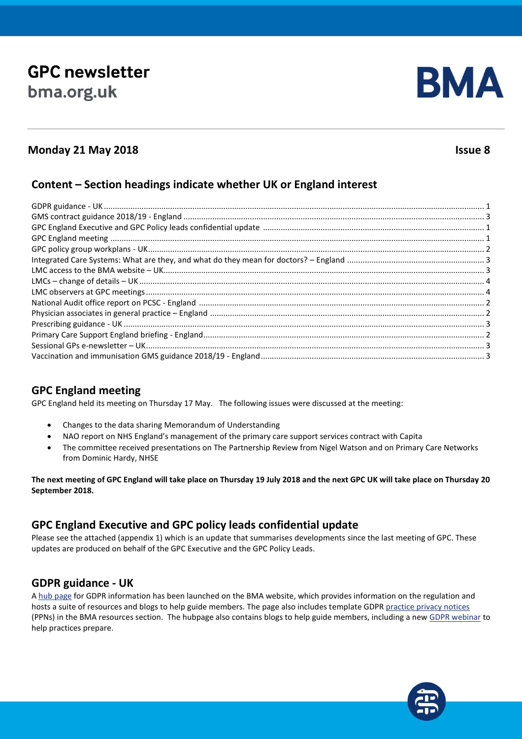# GPC newsletter

bma.org.uk

BMA

**Monday 21 May 2018** **Issue 8**

## Content – Section headings indicate whether UK or England interest

GDPR guidance - UK ........ 1
GMS contract guidance 2018/19 - England ........ 3
GPC England Executive and GPC Policy leads confidential update ........ 1
GPC England meeting ........ 1
GPC policy group workplans - UK ........ 2
Integrated Care Systems: What are they, and what do they mean for doctors? – England ........ 3
LMC access to the BMA website – UK ........ 3
LMCs – change of details – UK ........ 4
LMC observers at GPC meetings ........ 4
National Audit office report on PCSC - England ........ 2
Physician associates in general practice – England ........ 2
Prescribing guidance - UK ........ 3
Primary Care Support England briefing - England ........ 2
Sessional GPs e-newsletter – UK ........ 3
Vaccination and immunisation GMS guidance 2018/19 - England ........ 3

## GPC England meeting

GPC England held its meeting on Thursday 17 May. The following issues were discussed at the meeting:

- Changes to the data sharing Memorandum of Understanding
- NAO report on NHS England's management of the primary care support services contract with Capita
- The committee received presentations on The Partnership Review from Nigel Watson and on Primary Care Networks from Dominic Hardy, NHSE

**The next meeting of GPC England will take place on Thursday 19 July 2018 and the next GPC UK will take place on Thursday 20 September 2018.**

## GPC England Executive and GPC policy leads confidential update

Please see the attached (appendix 1) which is an update that summarises developments since the last meeting of GPC. These updates are produced on behalf of the GPC Executive and the GPC Policy Leads.

## GDPR guidance - UK

A hub page for GDPR information has been launched on the BMA website, which provides information on the regulation and hosts a suite of resources and blogs to help guide members. The page also includes template GDPR practice privacy notices (PPNs) in the BMA resources section. The hubpage also contains blogs to help guide members, including a new GDPR webinar to help practices prepare.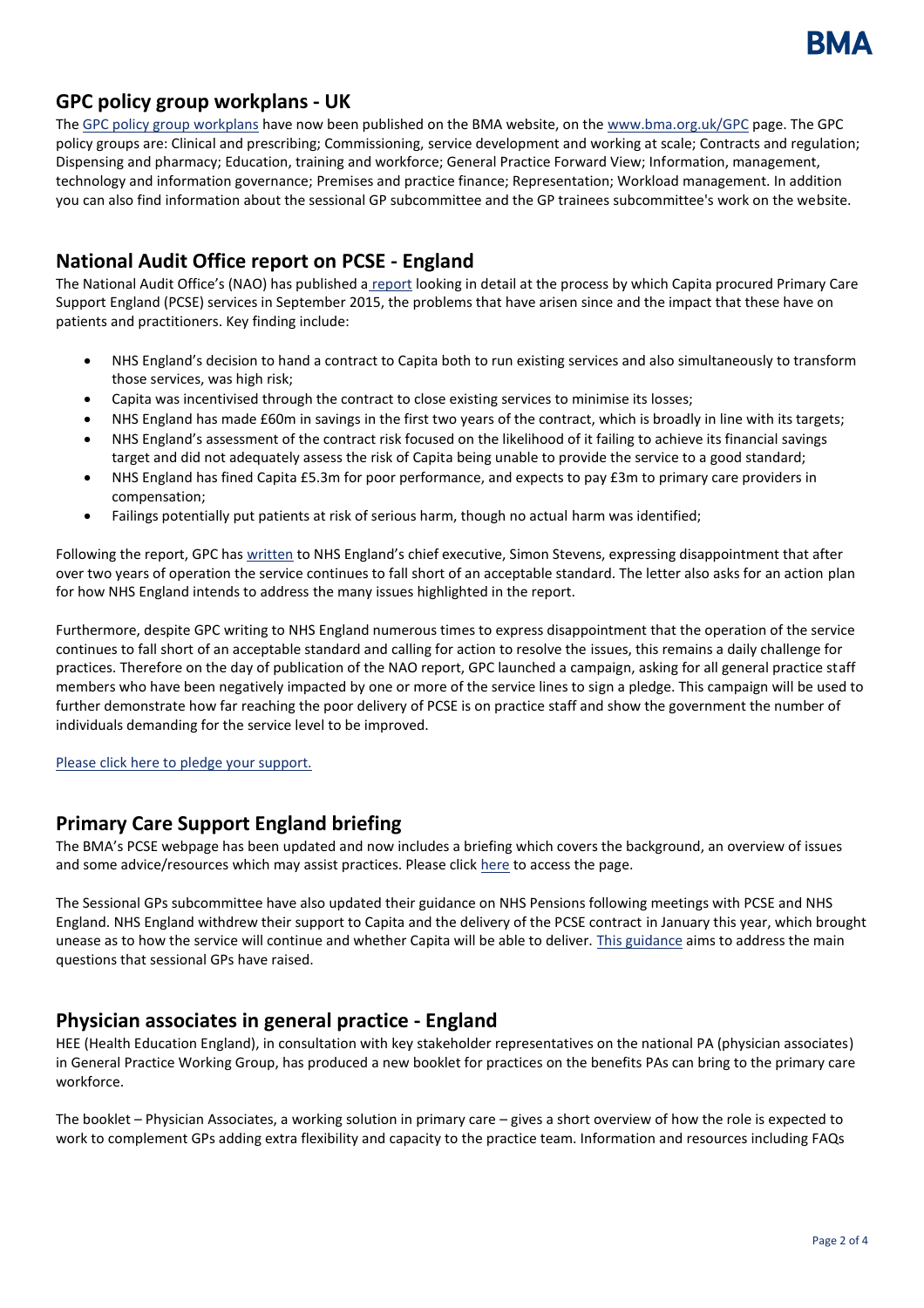## GPC policy group workplans - UK

The [GPC policy group workplans](#) have now been published on the BMA website, on the [www.bma.org.uk/GPC](#) page. The GPC policy groups are: Clinical and prescribing; Commissioning, service development and working at scale; Contracts and regulation; Dispensing and pharmacy; Education, training and workforce; General Practice Forward View; Information, management, technology and information governance; Premises and practice finance; Representation; Workload management. In addition you can also find information about the sessional GP subcommittee and the GP trainees subcommittee's work on the website.

## National Audit Office report on PCSE - England

The National Audit Office's (NAO) has published a [report](#) looking in detail at the process by which Capita procured Primary Care Support England (PCSE) services in September 2015, the problems that have arisen since and the impact that these have on patients and practitioners. Key finding include:

- NHS England's decision to hand a contract to Capita both to run existing services and also simultaneously to transform those services, was high risk;
- Capita was incentivised through the contract to close existing services to minimise its losses;
- NHS England has made £60m in savings in the first two years of the contract, which is broadly in line with its targets;
- NHS England's assessment of the contract risk focused on the likelihood of it failing to achieve its financial savings target and did not adequately assess the risk of Capita being unable to provide the service to a good standard;
- NHS England has fined Capita £5.3m for poor performance, and expects to pay £3m to primary care providers in compensation;
- Failings potentially put patients at risk of serious harm, though no actual harm was identified;

Following the report, GPC has [written](#) to NHS England's chief executive, Simon Stevens, expressing disappointment that after over two years of operation the service continues to fall short of an acceptable standard. The letter also asks for an action plan for how NHS England intends to address the many issues highlighted in the report.

Furthermore, despite GPC writing to NHS England numerous times to express disappointment that the operation of the service continues to fall short of an acceptable standard and calling for action to resolve the issues, this remains a daily challenge for practices. Therefore on the day of publication of the NAO report, GPC launched a campaign, asking for all general practice staff members who have been negatively impacted by one or more of the service lines to sign a pledge. This campaign will be used to further demonstrate how far reaching the poor delivery of PCSE is on practice staff and show the government the number of individuals demanding for the service level to be improved.

[Please click here to pledge your support.](#)

## Primary Care Support England briefing

The BMA's PCSE webpage has been updated and now includes a briefing which covers the background, an overview of issues and some advice/resources which may assist practices. Please click [here](#) to access the page.

The Sessional GPs subcommittee have also updated their guidance on NHS Pensions following meetings with PCSE and NHS England. NHS England withdrew their support to Capita and the delivery of the PCSE contract in January this year, which brought unease as to how the service will continue and whether Capita will be able to deliver. [This guidance](#) aims to address the main questions that sessional GPs have raised.

## Physician associates in general practice - England

HEE (Health Education England), in consultation with key stakeholder representatives on the national PA (physician associates) in General Practice Working Group, has produced a new booklet for practices on the benefits PAs can bring to the primary care workforce.

The booklet – Physician Associates, a working solution in primary care – gives a short overview of how the role is expected to work to complement GPs adding extra flexibility and capacity to the practice team. Information and resources including FAQs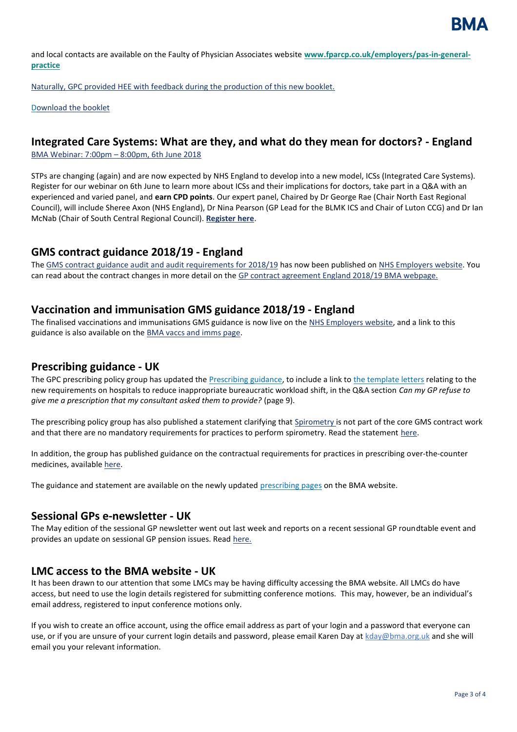and local contacts are available on the Faulty of Physician Associates website **www.fparcp.co.uk/employers/pas-in-general-practice**

Naturally, GPC provided HEE with feedback during the production of this new booklet.

Download the booklet

## Integrated Care Systems: What are they, and what do they mean for doctors? - England

BMA Webinar: 7:00pm – 8:00pm, 6th June 2018

STPs are changing (again) and are now expected by NHS England to develop into a new model, ICSs (Integrated Care Systems). Register for our webinar on 6th June to learn more about ICSs and their implications for doctors, take part in a Q&A with an experienced and varied panel, and **earn CPD points**. Our expert panel, Chaired by Dr George Rae (Chair North East Regional Council), will include Sheree Axon (NHS England), Dr Nina Pearson (GP Lead for the BLMK ICS and Chair of Luton CCG) and Dr Ian McNab (Chair of South Central Regional Council). **Register here**.

## GMS contract guidance 2018/19 - England

The GMS contract guidance audit and audit requirements for 2018/19 has now been published on NHS Employers website. You can read about the contract changes in more detail on the GP contract agreement England 2018/19 BMA webpage.

## Vaccination and immunisation GMS guidance 2018/19 - England

The finalised vaccinations and immunisations GMS guidance is now live on the NHS Employers website, and a link to this guidance is also available on the BMA vaccs and imms page.

## Prescribing guidance - UK

The GPC prescribing policy group has updated the Prescribing guidance, to include a link to the template letters relating to the new requirements on hospitals to reduce inappropriate bureaucratic workload shift, in the Q&A section *Can my GP refuse to give me a prescription that my consultant asked them to provide?* (page 9).

The prescribing policy group has also published a statement clarifying that Spirometry is not part of the core GMS contract work and that there are no mandatory requirements for practices to perform spirometry. Read the statement here.

In addition, the group has published guidance on the contractual requirements for practices in prescribing over-the-counter medicines, available here.

The guidance and statement are available on the newly updated prescribing pages on the BMA website.

## Sessional GPs e-newsletter - UK

The May edition of the sessional GP newsletter went out last week and reports on a recent sessional GP roundtable event and provides an update on sessional GP pension issues. Read here.

## LMC access to the BMA website - UK

It has been drawn to our attention that some LMCs may be having difficulty accessing the BMA website. All LMCs do have access, but need to use the login details registered for submitting conference motions. This may, however, be an individual's email address, registered to input conference motions only.

If you wish to create an office account, using the office email address as part of your login and a password that everyone can use, or if you are unsure of your current login details and password, please email Karen Day at kday@bma.org.uk and she will email you your relevant information.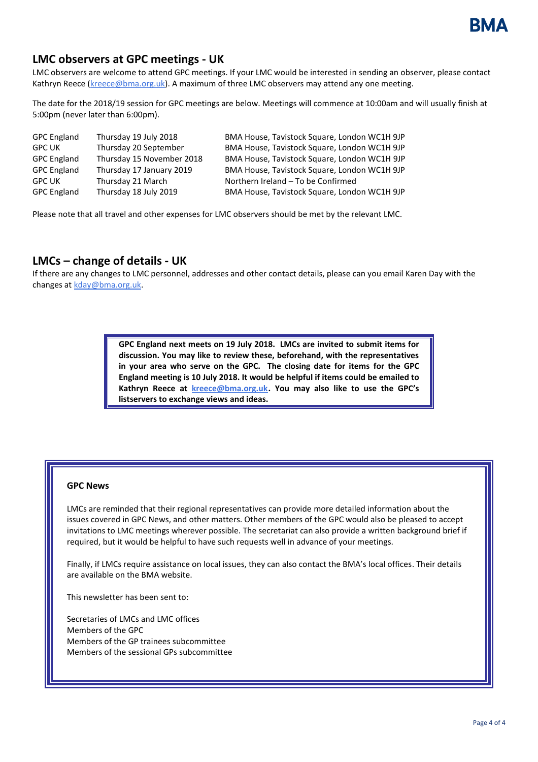## LMC observers at GPC meetings - UK

LMC observers are welcome to attend GPC meetings. If your LMC would be interested in sending an observer, please contact Kathryn Reece (kreece@bma.org.uk). A maximum of three LMC observers may attend any one meeting.

The date for the 2018/19 session for GPC meetings are below. Meetings will commence at 10:00am and will usually finish at 5:00pm (never later than 6:00pm).

| | | |
|---|---|---|
| GPC England | Thursday 19 July 2018 | BMA House, Tavistock Square, London WC1H 9JP |
| GPC UK | Thursday 20 September | BMA House, Tavistock Square, London WC1H 9JP |
| GPC England | Thursday 15 November 2018 | BMA House, Tavistock Square, London WC1H 9JP |
| GPC England | Thursday 17 January 2019 | BMA House, Tavistock Square, London WC1H 9JP |
| GPC UK | Thursday 21 March | Northern Ireland – To be Confirmed |
| GPC England | Thursday 18 July 2019 | BMA House, Tavistock Square, London WC1H 9JP |

Please note that all travel and other expenses for LMC observers should be met by the relevant LMC.

## LMCs – change of details - UK

If there are any changes to LMC personnel, addresses and other contact details, please can you email Karen Day with the changes at kday@bma.org.uk.

**GPC England next meets on 19 July 2018. LMCs are invited to submit items for discussion. You may like to review these, beforehand, with the representatives in your area who serve on the GPC. The closing date for items for the GPC England meeting is 10 July 2018. It would be helpful if items could be emailed to Kathryn Reece at kreece@bma.org.uk. You may also like to use the GPC's listservers to exchange views and ideas.**

**GPC News**

LMCs are reminded that their regional representatives can provide more detailed information about the issues covered in GPC News, and other matters. Other members of the GPC would also be pleased to accept invitations to LMC meetings wherever possible. The secretariat can also provide a written background brief if required, but it would be helpful to have such requests well in advance of your meetings.

Finally, if LMCs require assistance on local issues, they can also contact the BMA's local offices. Their details are available on the BMA website.

This newsletter has been sent to:

Secretaries of LMCs and LMC offices
Members of the GPC
Members of the GP trainees subcommittee
Members of the sessional GPs subcommittee